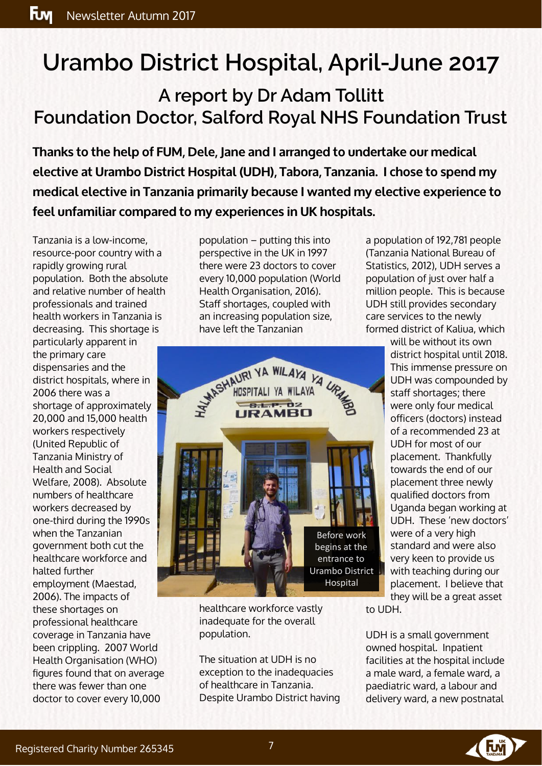# Urambo District Hospital, April-June 2017

## A report by Dr Adam Tollitt
## Foundation Doctor, Salford Royal NHS Foundation Trust

**Thanks to the help of FUM, Dele, Jane and I arranged to undertake our medical elective at Urambo District Hospital (UDH), Tabora, Tanzania. I chose to spend my medical elective in Tanzania primarily because I wanted my elective experience to feel unfamiliar compared to my experiences in UK hospitals.**

Tanzania is a low-income, resource-poor country with a rapidly growing rural population. Both the absolute and relative number of health professionals and trained health workers in Tanzania is decreasing. This shortage is particularly apparent in the primary care dispensaries and the district hospitals, where in 2006 there was a shortage of approximately 20,000 and 15,000 health workers respectively (United Republic of Tanzania Ministry of Health and Social Welfare, 2008). Absolute numbers of healthcare workers decreased by one-third during the 1990s when the Tanzanian government both cut the healthcare workforce and halted further employment (Maestad, 2006). The impacts of these shortages on professional healthcare coverage in Tanzania have been crippling. 2007 World Health Organisation (WHO) figures found that on average there was fewer than one doctor to cover every 10,000 population – putting this into perspective in the UK in 1997 there were 23 doctors to cover every 10,000 population (World Health Organisation, 2016). Staff shortages, coupled with an increasing population size, have left the Tanzanian healthcare workforce vastly inadequate for the overall population.

Before work begins at the entrance to Urambo District Hospital

The situation at UDH is no exception to the inadequacies of healthcare in Tanzania. Despite Urambo District having a population of 192,781 people (Tanzania National Bureau of Statistics, 2012), UDH serves a population of just over half a million people. This is because UDH still provides secondary care services to the newly formed district of Kaliua, which will be without its own district hospital until 2018. This immense pressure on UDH was compounded by staff shortages; there were only four medical officers (doctors) instead of a recommended 23 at UDH for most of our placement. Thankfully towards the end of our placement three newly qualified doctors from Uganda began working at UDH. These 'new doctors' were of a very high standard and were also very keen to provide us with teaching during our placement. I believe that they will be a great asset to UDH.

UDH is a small government owned hospital. Inpatient facilities at the hospital include a male ward, a female ward, a paediatric ward, a labour and delivery ward, a new postnatal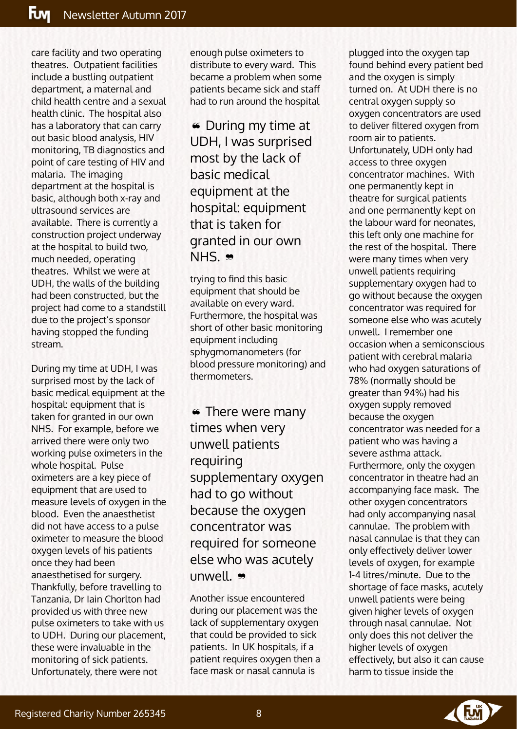care facility and two operating theatres. Outpatient facilities include a bustling outpatient department, a maternal and child health centre and a sexual health clinic. The hospital also has a laboratory that can carry out basic blood analysis, HIV monitoring, TB diagnostics and point of care testing of HIV and malaria. The imaging department at the hospital is basic, although both x-ray and ultrasound services are available. There is currently a construction project underway at the hospital to build two, much needed, operating theatres. Whilst we were at UDH, the walls of the building had been constructed, but the project had come to a standstill due to the project's sponsor having stopped the funding stream.

During my time at UDH, I was surprised most by the lack of basic medical equipment at the hospital: equipment that is taken for granted in our own NHS. For example, before we arrived there were only two working pulse oximeters in the whole hospital. Pulse oximeters are a key piece of equipment that are used to measure levels of oxygen in the blood. Even the anaesthetist did not have access to a pulse oximeter to measure the blood oxygen levels of his patients once they had been anaesthetised for surgery. Thankfully, before travelling to Tanzania, Dr Iain Chorlton had provided us with three new pulse oximeters to take with us to UDH. During our placement, these were invaluable in the monitoring of sick patients. Unfortunately, there were not enough pulse oximeters to distribute to every ward. This became a problem when some patients became sick and staff had to run around the hospital trying to find this basic equipment that should be available on every ward. Furthermore, the hospital was short of other basic monitoring equipment including sphygmomanometers (for blood pressure monitoring) and thermometers.

> “During my time at UDH, I was surprised most by the lack of basic medical equipment at the hospital: equipment that is taken for granted in our own NHS.”

> “There were many times when very unwell patients requiring supplementary oxygen had to go without because the oxygen concentrator was required for someone else who was acutely unwell.”

Another issue encountered during our placement was the lack of supplementary oxygen that could be provided to sick patients. In UK hospitals, if a patient requires oxygen then a face mask or nasal cannula is plugged into the oxygen tap found behind every patient bed and the oxygen is simply turned on. At UDH there is no central oxygen supply so oxygen concentrators are used to deliver filtered oxygen from room air to patients. Unfortunately, UDH only had access to three oxygen concentrator machines. With one permanently kept in theatre for surgical patients and one permanently kept on the labour ward for neonates, this left only one machine for the rest of the hospital. There were many times when very unwell patients requiring supplementary oxygen had to go without because the oxygen concentrator was required for someone else who was acutely unwell. I remember one occasion when a semiconscious patient with cerebral malaria who had oxygen saturations of 78% (normally should be greater than 94%) had his oxygen supply removed because the oxygen concentrator was needed for a patient who was having a severe asthma attack. Furthermore, only the oxygen concentrator in theatre had an accompanying face mask. The other oxygen concentrators had only accompanying nasal cannulae. The problem with nasal cannulae is that they can only effectively deliver lower levels of oxygen, for example 1-4 litres/minute. Due to the shortage of face masks, acutely unwell patients were being given higher levels of oxygen through nasal cannulae. Not only does this not deliver the higher levels of oxygen effectively, but also it can cause harm to tissue inside the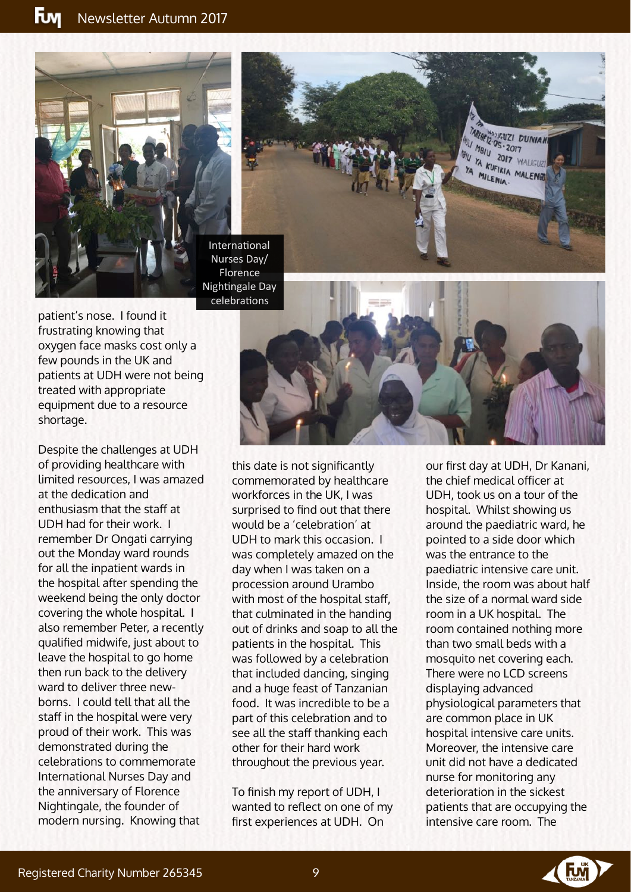International Nurses Day/ Florence Nightingale Day celebrations

patient's nose. I found it frustrating knowing that oxygen face masks cost only a few pounds in the UK and patients at UDH were not being treated with appropriate equipment due to a resource shortage.

Despite the challenges at UDH of providing healthcare with limited resources, I was amazed at the dedication and enthusiasm that the staff at UDH had for their work. I remember Dr Ongati carrying out the Monday ward rounds for all the inpatient wards in the hospital after spending the weekend being the only doctor covering the whole hospital. I also remember Peter, a recently qualified midwife, just about to leave the hospital to go home then run back to the delivery ward to deliver three new-borns. I could tell that all the staff in the hospital were very proud of their work. This was demonstrated during the celebrations to commemorate International Nurses Day and the anniversary of Florence Nightingale, the founder of modern nursing. Knowing that this date is not significantly commemorated by healthcare workforces in the UK, I was surprised to find out that there would be a 'celebration' at UDH to mark this occasion. I was completely amazed on the day when I was taken on a procession around Urambo with most of the hospital staff, that culminated in the handing out of drinks and soap to all the patients in the hospital. This was followed by a celebration that included dancing, singing and a huge feast of Tanzanian food. It was incredible to be a part of this celebration and to see all the staff thanking each other for their hard work throughout the previous year.

To finish my report of UDH, I wanted to reflect on one of my first experiences at UDH. On our first day at UDH, Dr Kanani, the chief medical officer at UDH, took us on a tour of the hospital. Whilst showing us around the paediatric ward, he pointed to a side door which was the entrance to the paediatric intensive care unit. Inside, the room was about half the size of a normal ward side room in a UK hospital. The room contained nothing more than two small beds with a mosquito net covering each. There were no LCD screens displaying advanced physiological parameters that are common place in UK hospital intensive care units. Moreover, the intensive care unit did not have a dedicated nurse for monitoring any deterioration in the sickest patients that are occupying the intensive care room. The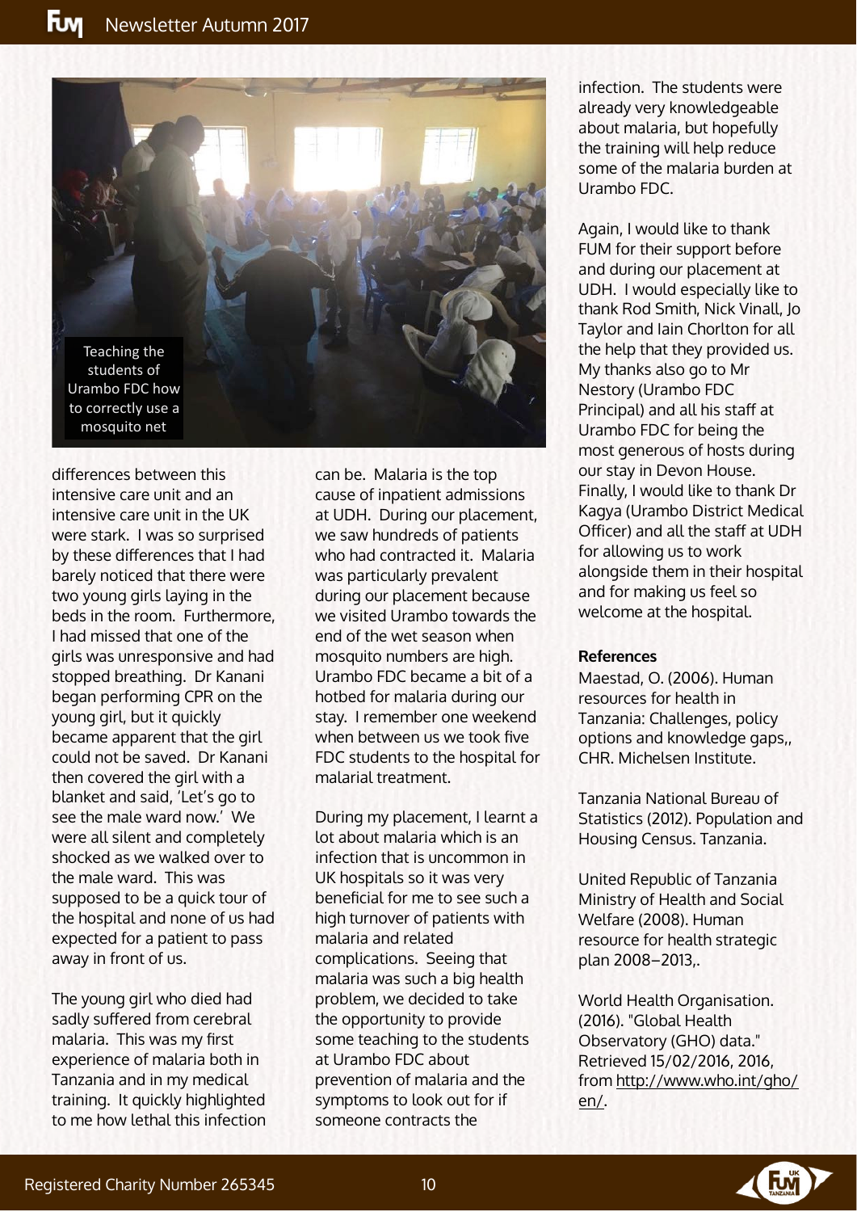Teaching the students of Urambo FDC how to correctly use a mosquito net

differences between this intensive care unit and an intensive care unit in the UK were stark. I was so surprised by these differences that I had barely noticed that there were two young girls laying in the beds in the room. Furthermore, I had missed that one of the girls was unresponsive and had stopped breathing. Dr Kanani began performing CPR on the young girl, but it quickly became apparent that the girl could not be saved. Dr Kanani then covered the girl with a blanket and said, 'Let's go to see the male ward now.' We were all silent and completely shocked as we walked over to the male ward. This was supposed to be a quick tour of the hospital and none of us had expected for a patient to pass away in front of us.

The young girl who died had sadly suffered from cerebral malaria. This was my first experience of malaria both in Tanzania and in my medical training. It quickly highlighted to me how lethal this infection can be. Malaria is the top cause of inpatient admissions at UDH. During our placement, we saw hundreds of patients who had contracted it. Malaria was particularly prevalent during our placement because we visited Urambo towards the end of the wet season when mosquito numbers are high. Urambo FDC became a bit of a hotbed for malaria during our stay. I remember one weekend when between us we took five FDC students to the hospital for malarial treatment.

During my placement, I learnt a lot about malaria which is an infection that is uncommon in UK hospitals so it was very beneficial for me to see such a high turnover of patients with malaria and related complications. Seeing that malaria was such a big health problem, we decided to take the opportunity to provide some teaching to the students at Urambo FDC about prevention of malaria and the symptoms to look out for if someone contracts the infection. The students were already very knowledgeable about malaria, but hopefully the training will help reduce some of the malaria burden at Urambo FDC.

Again, I would like to thank FUM for their support before and during our placement at UDH. I would especially like to thank Rod Smith, Nick Vinall, Jo Taylor and Iain Chorlton for all the help that they provided us. My thanks also go to Mr Nestory (Urambo FDC Principal) and all his staff at Urambo FDC for being the most generous of hosts during our stay in Devon House. Finally, I would like to thank Dr Kagya (Urambo District Medical Officer) and all the staff at UDH for allowing us to work alongside them in their hospital and for making us feel so welcome at the hospital.

**References**

Maestad, O. (2006). Human resources for health in Tanzania: Challenges, policy options and knowledge gaps,, CHR. Michelsen Institute.

Tanzania National Bureau of Statistics (2012). Population and Housing Census. Tanzania.

United Republic of Tanzania Ministry of Health and Social Welfare (2008). Human resource for health strategic plan 2008–2013,.

World Health Organisation. (2016). "Global Health Observatory (GHO) data." Retrieved 15/02/2016, 2016, from http://www.who.int/gho/en/.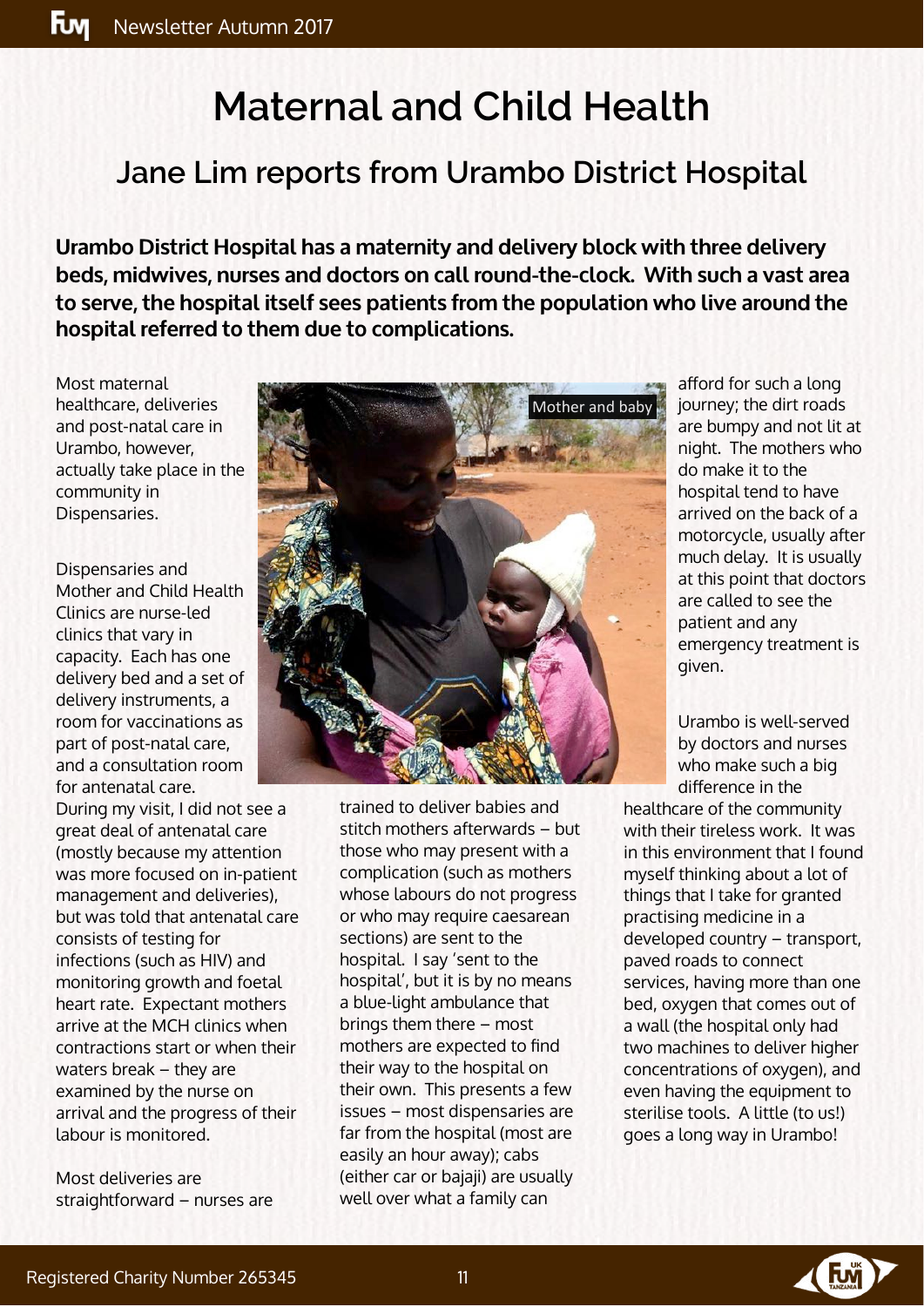# Maternal and Child Health

## Jane Lim reports from Urambo District Hospital

**Urambo District Hospital has a maternity and delivery block with three delivery beds, midwives, nurses and doctors on call round-the-clock. With such a vast area to serve, the hospital itself sees patients from the population who live around the hospital referred to them due to complications.**

Most maternal healthcare, deliveries and post-natal care in Urambo, however, actually take place in the community in Dispensaries.

Dispensaries and Mother and Child Health Clinics are nurse-led clinics that vary in capacity. Each has one delivery bed and a set of delivery instruments, a room for vaccinations as part of post-natal care, and a consultation room for antenatal care. During my visit, I did not see a great deal of antenatal care (mostly because my attention was more focused on in-patient management and deliveries), but was told that antenatal care consists of testing for infections (such as HIV) and monitoring growth and foetal heart rate. Expectant mothers arrive at the MCH clinics when contractions start or when their waters break – they are examined by the nurse on arrival and the progress of their labour is monitored.

Mother and baby

Most deliveries are straightforward – nurses are trained to deliver babies and stitch mothers afterwards – but those who may present with a complication (such as mothers whose labours do not progress or who may require caesarean sections) are sent to the hospital. I say 'sent to the hospital', but it is by no means a blue-light ambulance that brings them there – most mothers are expected to find their way to the hospital on their own. This presents a few issues – most dispensaries are far from the hospital (most are easily an hour away); cabs (either car or bajaji) are usually well over what a family can afford for such a long journey; the dirt roads are bumpy and not lit at night. The mothers who do make it to the hospital tend to have arrived on the back of a motorcycle, usually after much delay. It is usually at this point that doctors are called to see the patient and any emergency treatment is given.

Urambo is well-served by doctors and nurses who make such a big difference in the healthcare of the community with their tireless work. It was in this environment that I found myself thinking about a lot of things that I take for granted practising medicine in a developed country – transport, paved roads to connect services, having more than one bed, oxygen that comes out of a wall (the hospital only had two machines to deliver higher concentrations of oxygen), and even having the equipment to sterilise tools. A little (to us!) goes a long way in Urambo!